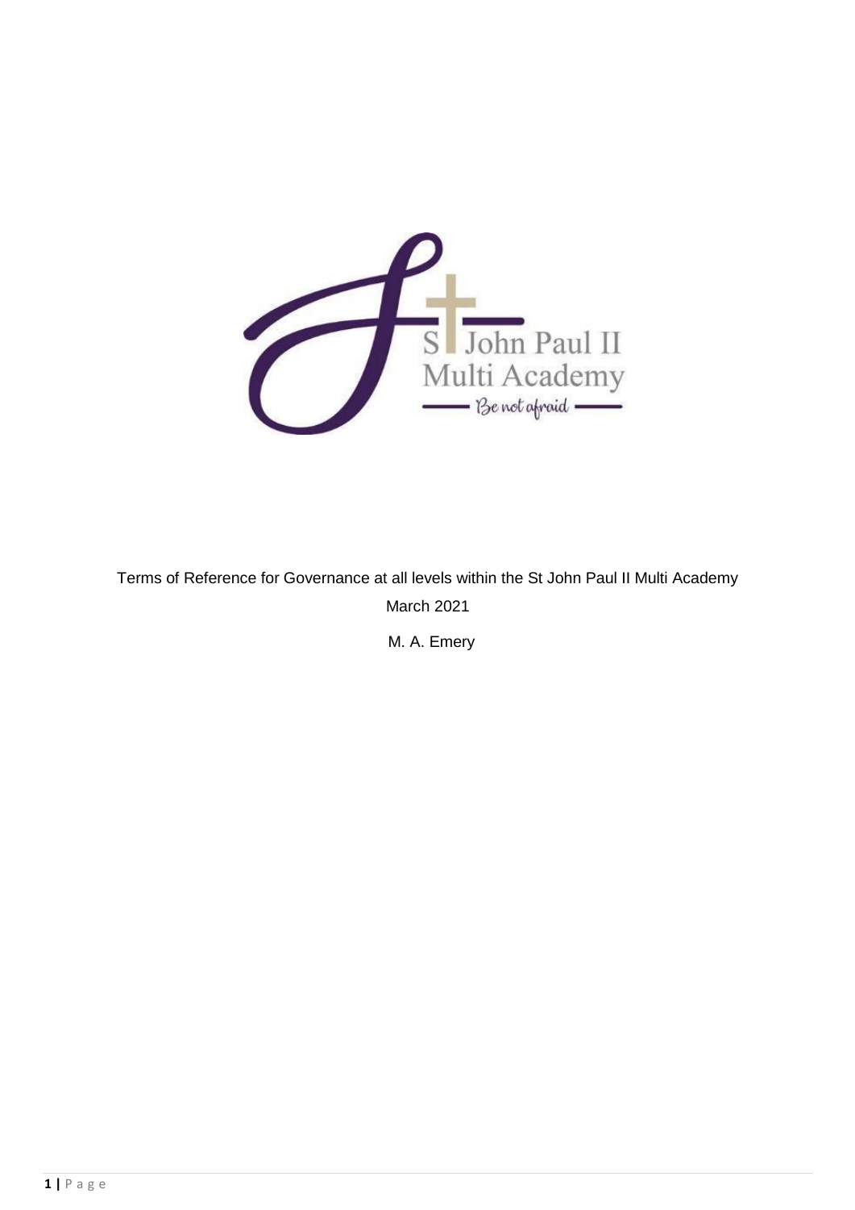Terms of Reference for Governance at all levels within the St John Paul II Multi Academy

March 2021

M. A. Emery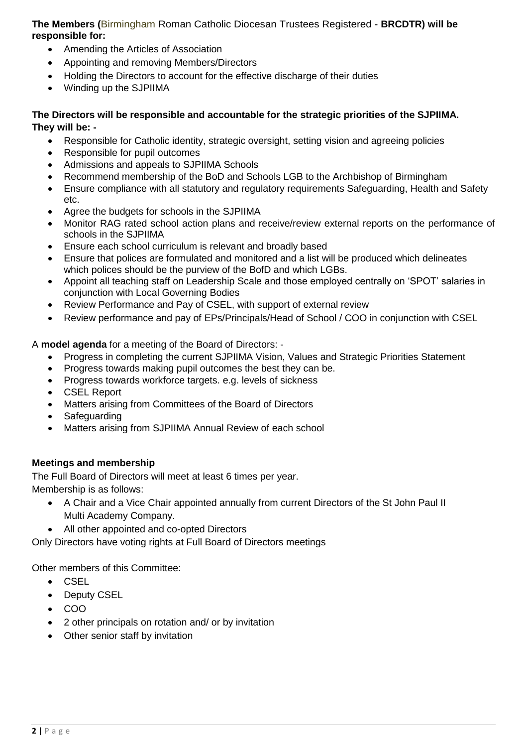**The Members (**Birmingham Roman Catholic Diocesan Trustees Registered - **BRCDTR) will be responsible for:**

- Amending the Articles of Association
- Appointing and removing Members/Directors
- Holding the Directors to account for the effective discharge of their duties
- Winding up the SJPIIMA

**The Directors will be responsible and accountable for the strategic priorities of the SJPIIMA. They will be: -**

- Responsible for Catholic identity, strategic oversight, setting vision and agreeing policies
- Responsible for pupil outcomes
- Admissions and appeals to SJPIIMA Schools
- Recommend membership of the BoD and Schools LGB to the Archbishop of Birmingham
- Ensure compliance with all statutory and regulatory requirements Safeguarding, Health and Safety etc.
- Agree the budgets for schools in the SJPIIMA
- Monitor RAG rated school action plans and receive/review external reports on the performance of schools in the SJPIIMA
- Ensure each school curriculum is relevant and broadly based
- Ensure that polices are formulated and monitored and a list will be produced which delineates which polices should be the purview of the BofD and which LGBs.
- Appoint all teaching staff on Leadership Scale and those employed centrally on 'SPOT' salaries in conjunction with Local Governing Bodies
- Review Performance and Pay of CSEL, with support of external review
- Review performance and pay of EPs/Principals/Head of School / COO in conjunction with CSEL

A **model agenda** for a meeting of the Board of Directors: -

- Progress in completing the current SJPIIMA Vision, Values and Strategic Priorities Statement
- Progress towards making pupil outcomes the best they can be.
- Progress towards workforce targets. e.g. levels of sickness
- CSEL Report
- Matters arising from Committees of the Board of Directors
- Safeguarding
- Matters arising from SJPIIMA Annual Review of each school

**Meetings and membership**

The Full Board of Directors will meet at least 6 times per year.
Membership is as follows:

- A Chair and a Vice Chair appointed annually from current Directors of the St John Paul II Multi Academy Company.
- All other appointed and co-opted Directors

Only Directors have voting rights at Full Board of Directors meetings

Other members of this Committee:

- CSEL
- Deputy CSEL
- COO
- 2 other principals on rotation and/ or by invitation
- Other senior staff by invitation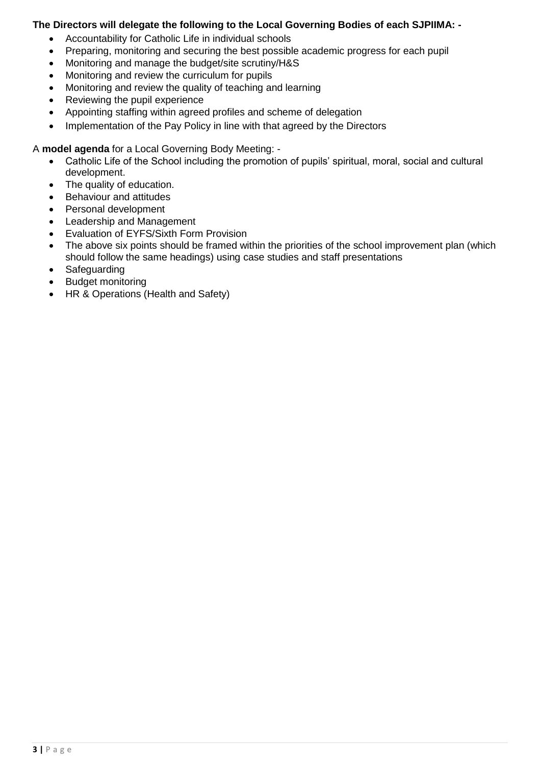**The Directors will delegate the following to the Local Governing Bodies of each SJPIIMA: -**

- Accountability for Catholic Life in individual schools
- Preparing, monitoring and securing the best possible academic progress for each pupil
- Monitoring and manage the budget/site scrutiny/H&S
- Monitoring and review the curriculum for pupils
- Monitoring and review the quality of teaching and learning
- Reviewing the pupil experience
- Appointing staffing within agreed profiles and scheme of delegation
- Implementation of the Pay Policy in line with that agreed by the Directors

A **model agenda** for a Local Governing Body Meeting: -

- Catholic Life of the School including the promotion of pupils' spiritual, moral, social and cultural development.
- The quality of education.
- Behaviour and attitudes
- Personal development
- Leadership and Management
- Evaluation of EYFS/Sixth Form Provision
- The above six points should be framed within the priorities of the school improvement plan (which should follow the same headings) using case studies and staff presentations
- Safeguarding
- Budget monitoring
- HR & Operations (Health and Safety)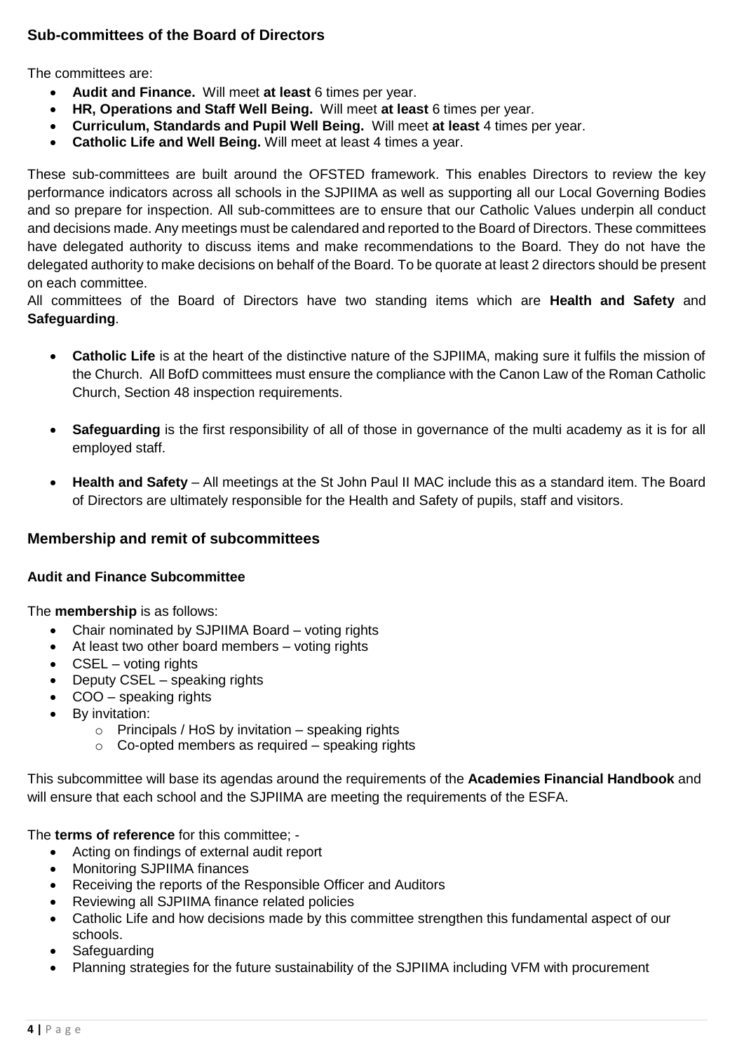## Sub-committees of the Board of Directors

The committees are:

- **Audit and Finance.** Will meet **at least** 6 times per year.
- **HR, Operations and Staff Well Being.** Will meet **at least** 6 times per year.
- **Curriculum, Standards and Pupil Well Being.** Will meet **at least** 4 times per year.
- **Catholic Life and Well Being.** Will meet at least 4 times a year.

These sub-committees are built around the OFSTED framework. This enables Directors to review the key performance indicators across all schools in the SJPIIMA as well as supporting all our Local Governing Bodies and so prepare for inspection. All sub-committees are to ensure that our Catholic Values underpin all conduct and decisions made. Any meetings must be calendared and reported to the Board of Directors. These committees have delegated authority to discuss items and make recommendations to the Board. They do not have the delegated authority to make decisions on behalf of the Board. To be quorate at least 2 directors should be present on each committee.

All committees of the Board of Directors have two standing items which are **Health and Safety** and **Safeguarding**.

- **Catholic Life** is at the heart of the distinctive nature of the SJPIIMA, making sure it fulfils the mission of the Church. All BofD committees must ensure the compliance with the Canon Law of the Roman Catholic Church, Section 48 inspection requirements.

- **Safeguarding** is the first responsibility of all of those in governance of the multi academy as it is for all employed staff.

- **Health and Safety** – All meetings at the St John Paul II MAC include this as a standard item. The Board of Directors are ultimately responsible for the Health and Safety of pupils, staff and visitors.

## Membership and remit of subcommittees

### Audit and Finance Subcommittee

The **membership** is as follows:

- Chair nominated by SJPIIMA Board – voting rights
- At least two other board members – voting rights
- CSEL – voting rights
- Deputy CSEL – speaking rights
- COO – speaking rights
- By invitation:
  - Principals / HoS by invitation – speaking rights
  - Co-opted members as required – speaking rights

This subcommittee will base its agendas around the requirements of the **Academies Financial Handbook** and will ensure that each school and the SJPIIMA are meeting the requirements of the ESFA.

The **terms of reference** for this committee; -

- Acting on findings of external audit report
- Monitoring SJPIIMA finances
- Receiving the reports of the Responsible Officer and Auditors
- Reviewing all SJPIIMA finance related policies
- Catholic Life and how decisions made by this committee strengthen this fundamental aspect of our schools.
- Safeguarding
- Planning strategies for the future sustainability of the SJPIIMA including VFM with procurement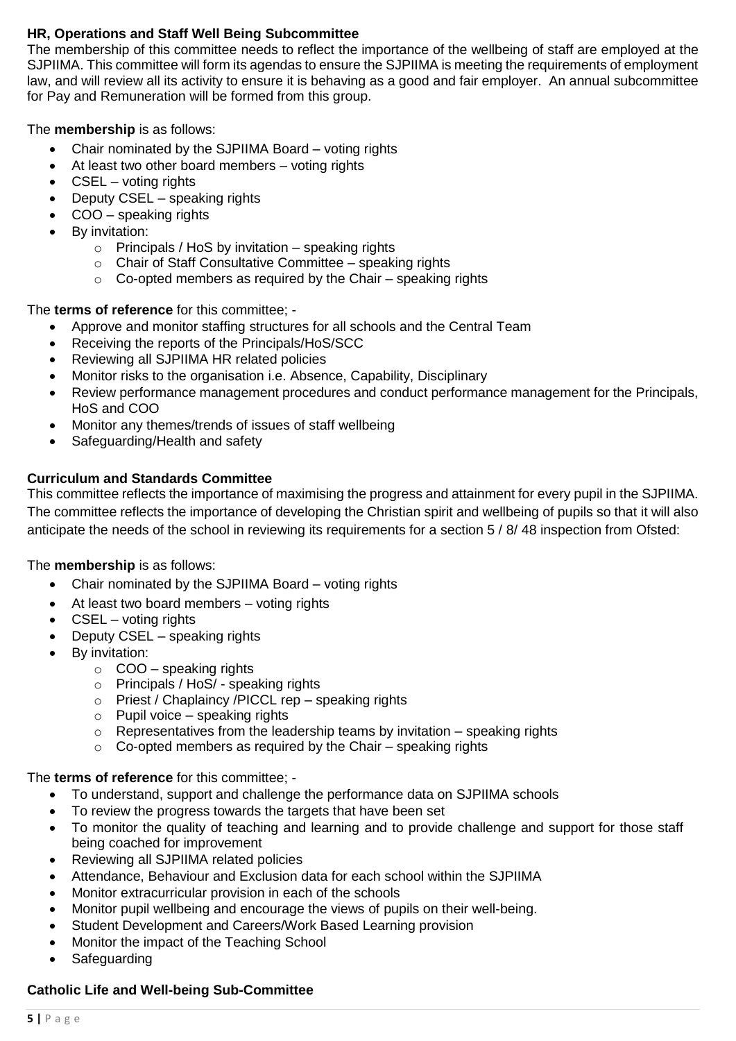**HR, Operations and Staff Well Being Subcommittee**

The membership of this committee needs to reflect the importance of the wellbeing of staff are employed at the SJPIIMA. This committee will form its agendas to ensure the SJPIIMA is meeting the requirements of employment law, and will review all its activity to ensure it is behaving as a good and fair employer. An annual subcommittee for Pay and Remuneration will be formed from this group.

The **membership** is as follows:

- Chair nominated by the SJPIIMA Board – voting rights
- At least two other board members – voting rights
- CSEL – voting rights
- Deputy CSEL – speaking rights
- COO – speaking rights
- By invitation:
  - Principals / HoS by invitation – speaking rights
  - Chair of Staff Consultative Committee – speaking rights
  - Co-opted members as required by the Chair – speaking rights

The **terms of reference** for this committee; -

- Approve and monitor staffing structures for all schools and the Central Team
- Receiving the reports of the Principals/HoS/SCC
- Reviewing all SJPIIMA HR related policies
- Monitor risks to the organisation i.e. Absence, Capability, Disciplinary
- Review performance management procedures and conduct performance management for the Principals, HoS and COO
- Monitor any themes/trends of issues of staff wellbeing
- Safeguarding/Health and safety

**Curriculum and Standards Committee**

This committee reflects the importance of maximising the progress and attainment for every pupil in the SJPIIMA. The committee reflects the importance of developing the Christian spirit and wellbeing of pupils so that it will also anticipate the needs of the school in reviewing its requirements for a section 5 / 8/ 48 inspection from Ofsted:

The **membership** is as follows:

- Chair nominated by the SJPIIMA Board – voting rights
- At least two board members – voting rights
- CSEL – voting rights
- Deputy CSEL – speaking rights
- By invitation:
  - COO – speaking rights
  - Principals / HoS/ - speaking rights
  - Priest / Chaplaincy /PICCL rep – speaking rights
  - Pupil voice – speaking rights
  - Representatives from the leadership teams by invitation – speaking rights
  - Co-opted members as required by the Chair – speaking rights

The **terms of reference** for this committee; -

- To understand, support and challenge the performance data on SJPIIMA schools
- To review the progress towards the targets that have been set
- To monitor the quality of teaching and learning and to provide challenge and support for those staff being coached for improvement
- Reviewing all SJPIIMA related policies
- Attendance, Behaviour and Exclusion data for each school within the SJPIIMA
- Monitor extracurricular provision in each of the schools
- Monitor pupil wellbeing and encourage the views of pupils on their well-being.
- Student Development and Careers/Work Based Learning provision
- Monitor the impact of the Teaching School
- Safeguarding

**Catholic Life and Well-being Sub-Committee**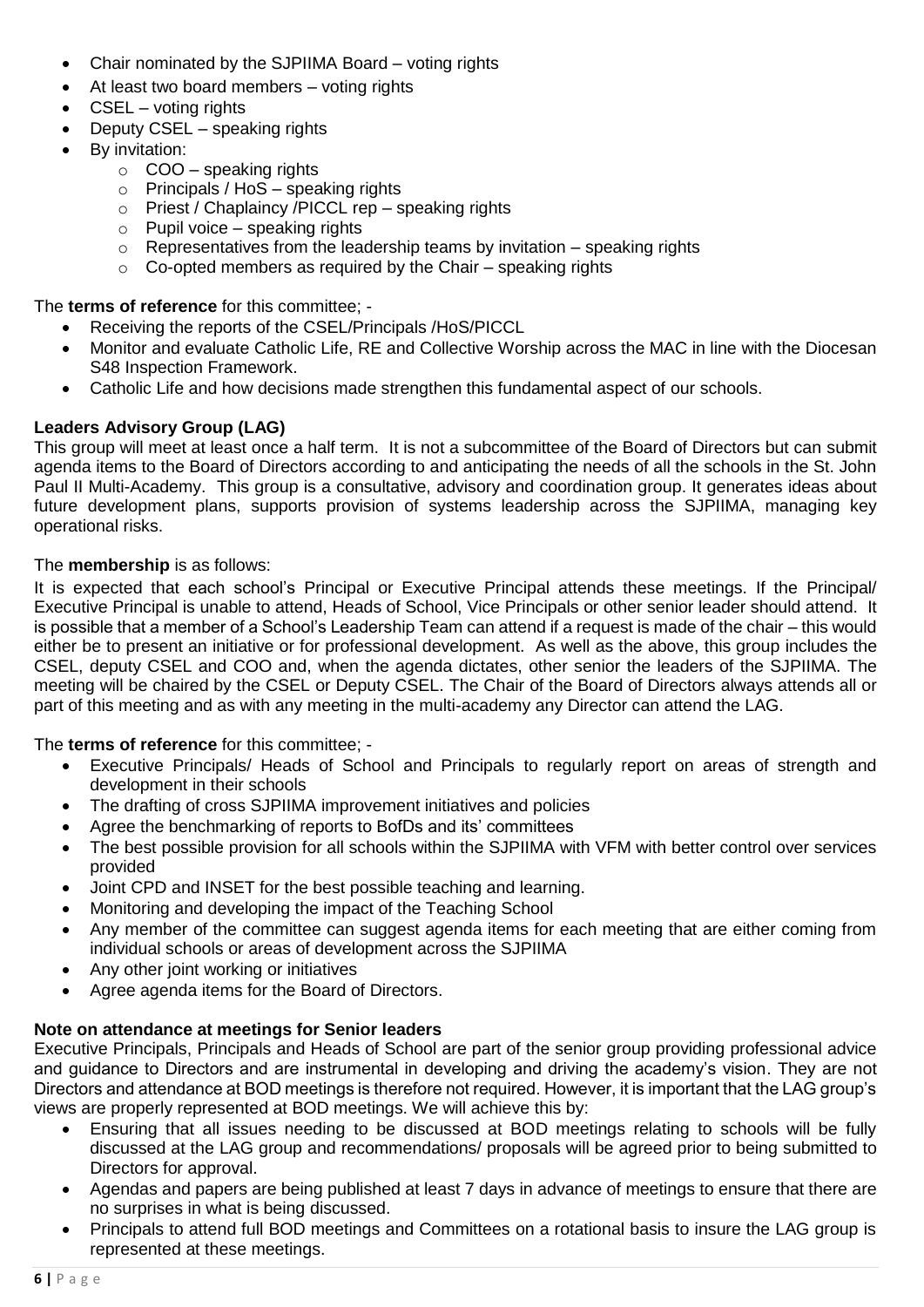- Chair nominated by the SJPIIMA Board – voting rights
- At least two board members – voting rights
- CSEL – voting rights
- Deputy CSEL – speaking rights
- By invitation:
  - COO – speaking rights
  - Principals / HoS – speaking rights
  - Priest / Chaplaincy /PICCL rep – speaking rights
  - Pupil voice – speaking rights
  - Representatives from the leadership teams by invitation – speaking rights
  - Co-opted members as required by the Chair – speaking rights

The **terms of reference** for this committee; -

- Receiving the reports of the CSEL/Principals /HoS/PICCL
- Monitor and evaluate Catholic Life, RE and Collective Worship across the MAC in line with the Diocesan S48 Inspection Framework.
- Catholic Life and how decisions made strengthen this fundamental aspect of our schools.

**Leaders Advisory Group (LAG)**

This group will meet at least once a half term. It is not a subcommittee of the Board of Directors but can submit agenda items to the Board of Directors according to and anticipating the needs of all the schools in the St. John Paul II Multi-Academy. This group is a consultative, advisory and coordination group. It generates ideas about future development plans, supports provision of systems leadership across the SJPIIMA, managing key operational risks.

The **membership** is as follows:

It is expected that each school's Principal or Executive Principal attends these meetings. If the Principal/ Executive Principal is unable to attend, Heads of School, Vice Principals or other senior leader should attend. It is possible that a member of a School's Leadership Team can attend if a request is made of the chair – this would either be to present an initiative or for professional development. As well as the above, this group includes the CSEL, deputy CSEL and COO and, when the agenda dictates, other senior the leaders of the SJPIIMA. The meeting will be chaired by the CSEL or Deputy CSEL. The Chair of the Board of Directors always attends all or part of this meeting and as with any meeting in the multi-academy any Director can attend the LAG.

The **terms of reference** for this committee; -

- Executive Principals/ Heads of School and Principals to regularly report on areas of strength and development in their schools
- The drafting of cross SJPIIMA improvement initiatives and policies
- Agree the benchmarking of reports to BofDs and its' committees
- The best possible provision for all schools within the SJPIIMA with VFM with better control over services provided
- Joint CPD and INSET for the best possible teaching and learning.
- Monitoring and developing the impact of the Teaching School
- Any member of the committee can suggest agenda items for each meeting that are either coming from individual schools or areas of development across the SJPIIMA
- Any other joint working or initiatives
- Agree agenda items for the Board of Directors.

**Note on attendance at meetings for Senior leaders**

Executive Principals, Principals and Heads of School are part of the senior group providing professional advice and guidance to Directors and are instrumental in developing and driving the academy's vision. They are not Directors and attendance at BOD meetings is therefore not required. However, it is important that the LAG group's views are properly represented at BOD meetings. We will achieve this by:

- Ensuring that all issues needing to be discussed at BOD meetings relating to schools will be fully discussed at the LAG group and recommendations/ proposals will be agreed prior to being submitted to Directors for approval.
- Agendas and papers are being published at least 7 days in advance of meetings to ensure that there are no surprises in what is being discussed.
- Principals to attend full BOD meetings and Committees on a rotational basis to insure the LAG group is represented at these meetings.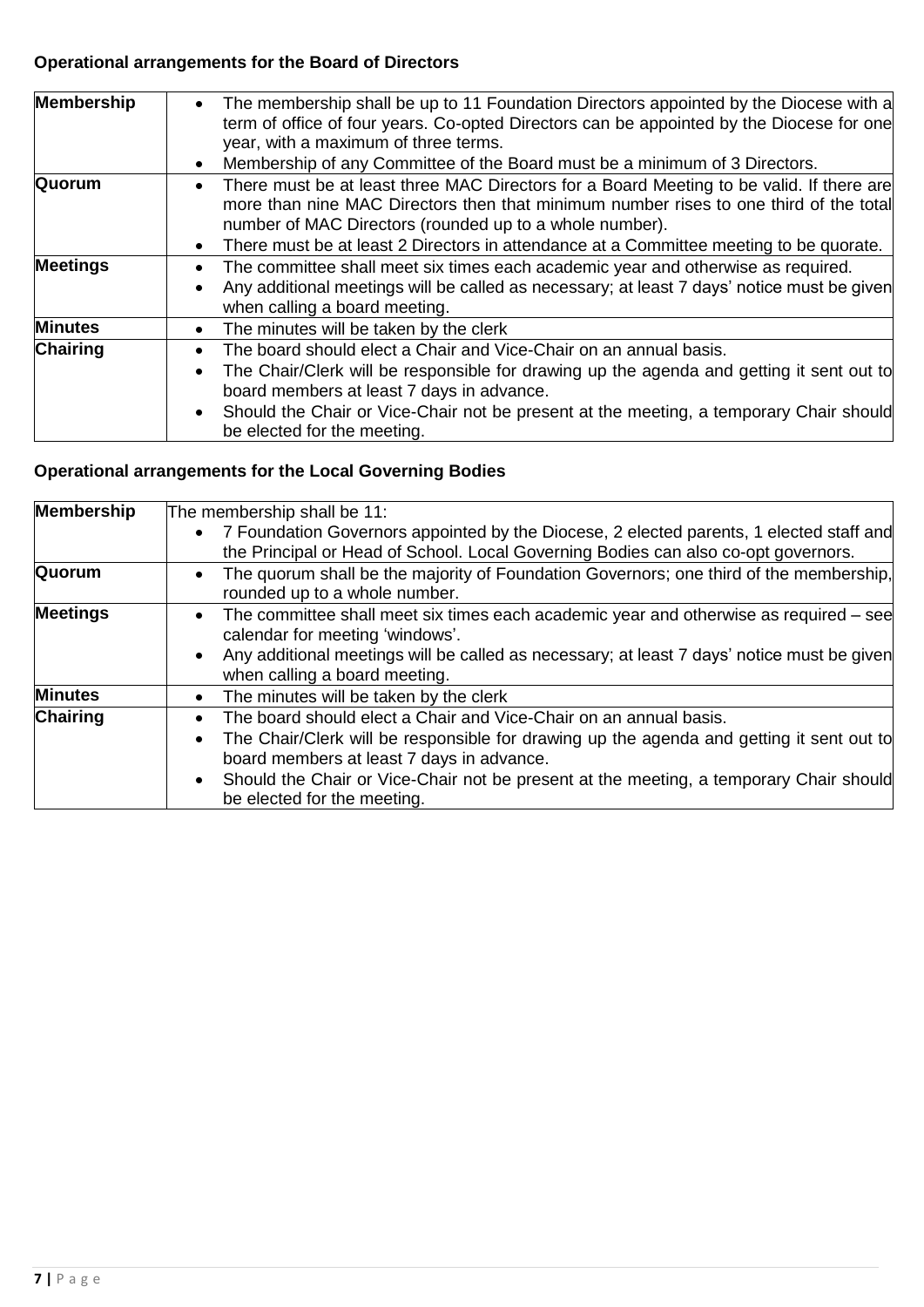**Operational arrangements for the Board of Directors**

| | |
|---|---|
| **Membership** | • The membership shall be up to 11 Foundation Directors appointed by the Diocese with a term of office of four years. Co-opted Directors can be appointed by the Diocese for one year, with a maximum of three terms.<br>• Membership of any Committee of the Board must be a minimum of 3 Directors. |
| **Quorum** | • There must be at least three MAC Directors for a Board Meeting to be valid. If there are more than nine MAC Directors then that minimum number rises to one third of the total number of MAC Directors (rounded up to a whole number).<br>• There must be at least 2 Directors in attendance at a Committee meeting to be quorate. |
| **Meetings** | • The committee shall meet six times each academic year and otherwise as required.<br>• Any additional meetings will be called as necessary; at least 7 days' notice must be given when calling a board meeting. |
| **Minutes** | • The minutes will be taken by the clerk |
| **Chairing** | • The board should elect a Chair and Vice-Chair on an annual basis.<br>• The Chair/Clerk will be responsible for drawing up the agenda and getting it sent out to board members at least 7 days in advance.<br>• Should the Chair or Vice-Chair not be present at the meeting, a temporary Chair should be elected for the meeting. |

**Operational arrangements for the Local Governing Bodies**

| | |
|---|---|
| **Membership** | The membership shall be 11:<br>• 7 Foundation Governors appointed by the Diocese, 2 elected parents, 1 elected staff and the Principal or Head of School. Local Governing Bodies can also co-opt governors. |
| **Quorum** | • The quorum shall be the majority of Foundation Governors; one third of the membership, rounded up to a whole number. |
| **Meetings** | • The committee shall meet six times each academic year and otherwise as required – see calendar for meeting 'windows'.<br>• Any additional meetings will be called as necessary; at least 7 days' notice must be given when calling a board meeting. |
| **Minutes** | • The minutes will be taken by the clerk |
| **Chairing** | • The board should elect a Chair and Vice-Chair on an annual basis.<br>• The Chair/Clerk will be responsible for drawing up the agenda and getting it sent out to board members at least 7 days in advance.<br>• Should the Chair or Vice-Chair not be present at the meeting, a temporary Chair should be elected for the meeting. |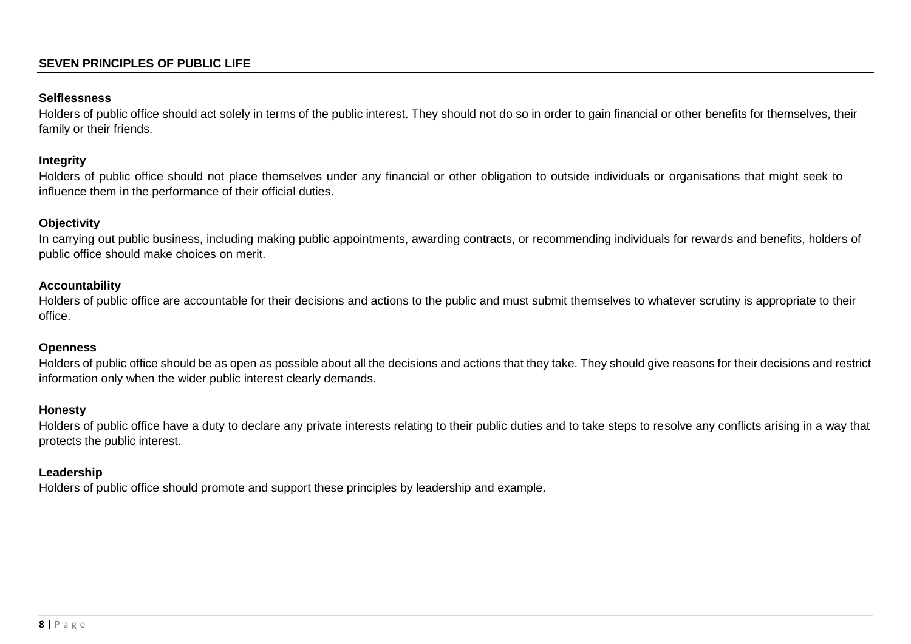## SEVEN PRINCIPLES OF PUBLIC LIFE

**Selflessness**
Holders of public office should act solely in terms of the public interest. They should not do so in order to gain financial or other benefits for themselves, their family or their friends.

**Integrity**
Holders of public office should not place themselves under any financial or other obligation to outside individuals or organisations that might seek to influence them in the performance of their official duties.

**Objectivity**
In carrying out public business, including making public appointments, awarding contracts, or recommending individuals for rewards and benefits, holders of public office should make choices on merit.

**Accountability**
Holders of public office are accountable for their decisions and actions to the public and must submit themselves to whatever scrutiny is appropriate to their office.

**Openness**
Holders of public office should be as open as possible about all the decisions and actions that they take. They should give reasons for their decisions and restrict information only when the wider public interest clearly demands.

**Honesty**
Holders of public office have a duty to declare any private interests relating to their public duties and to take steps to resolve any conflicts arising in a way that protects the public interest.

**Leadership**
Holders of public office should promote and support these principles by leadership and example.